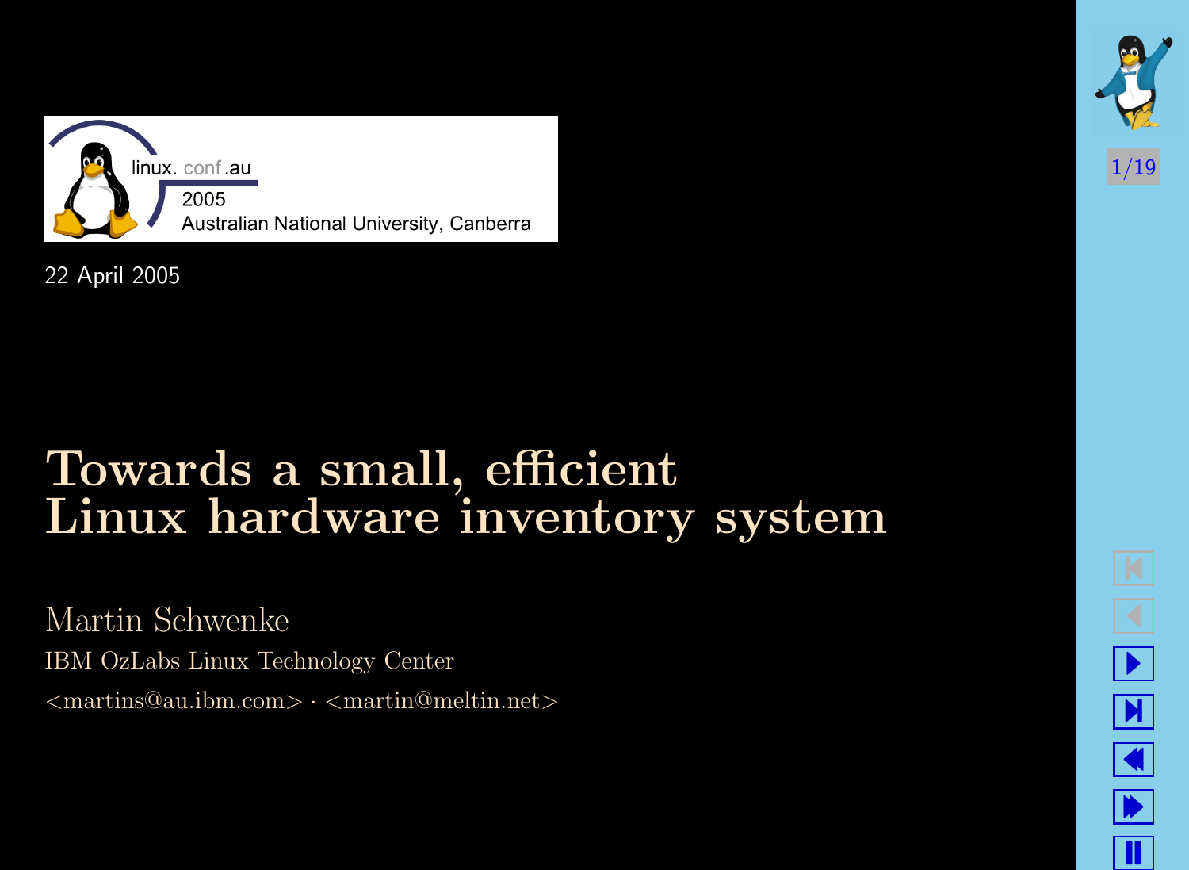linux.conf.au

2005

Australian National University, Canberra

22 April 2005

# Towards a small, efficient Linux hardware inventory system

Martin Schwenke

IBM OzLabs Linux Technology Center

<martins@au.ibm.com> · <martin@meltin.net>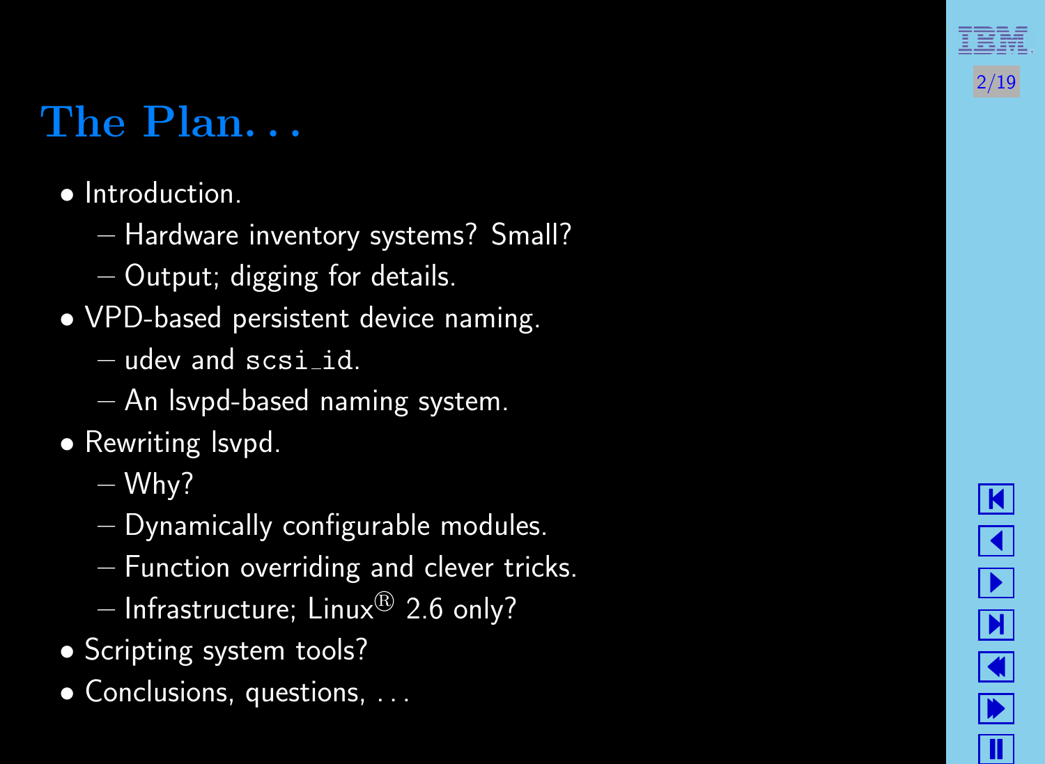# The Plan. . .

- Introduction.
  - Hardware inventory systems? Small?
  - Output; digging for details.
- VPD-based persistent device naming.
  - udev and `scsi_id`.
  - An lsvpd-based naming system.
- Rewriting lsvpd.
  - Why?
  - Dynamically configurable modules.
  - Function overriding and clever tricks.
  - Infrastructure; Linux® 2.6 only?
- Scripting system tools?
- Conclusions, questions, . . .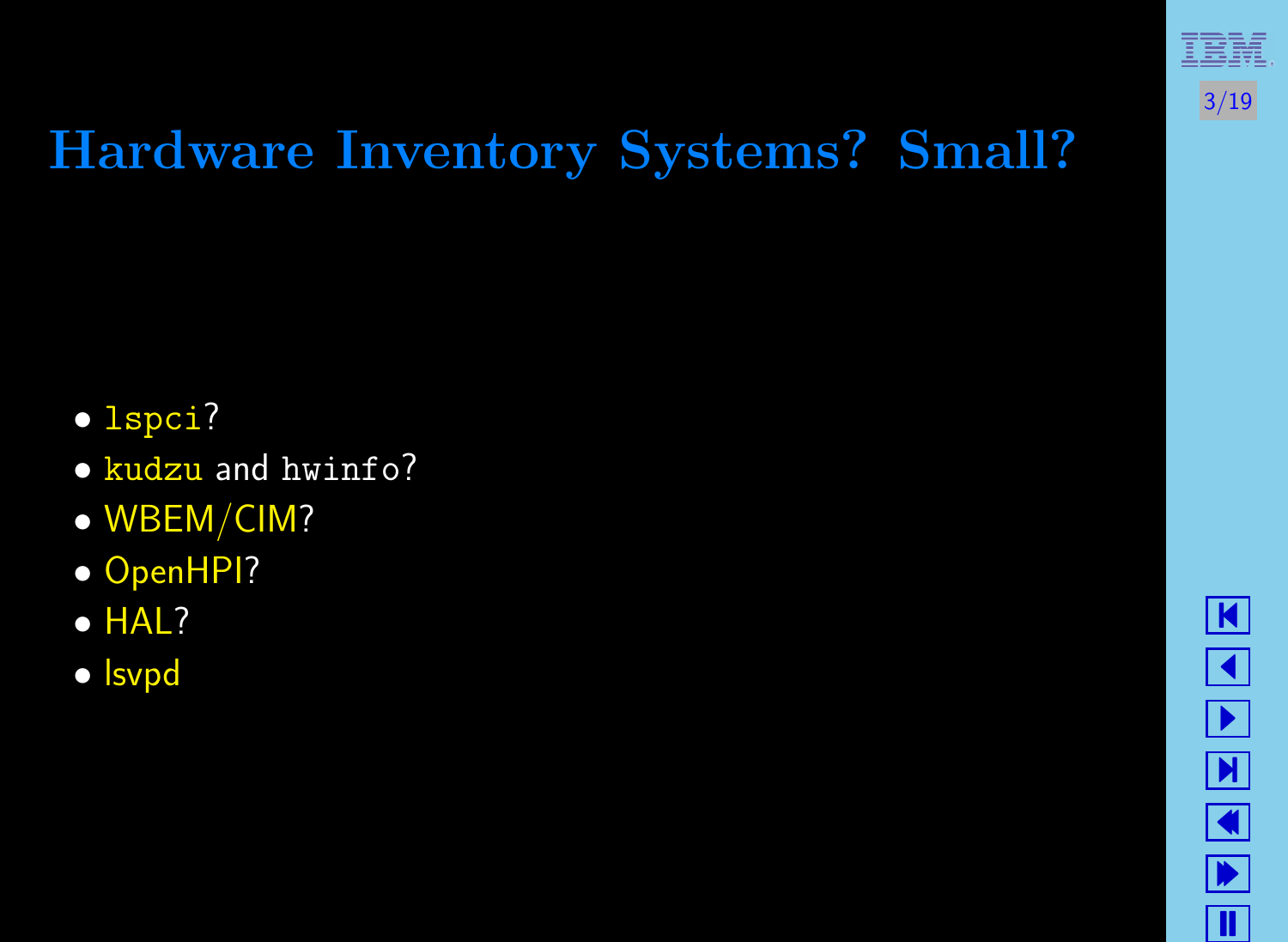# Hardware Inventory Systems? Small?

- `lspci`?
- `kudzu` and `hwinfo`?
- WBEM/CIM?
- OpenHPI?
- HAL?
- lsvpd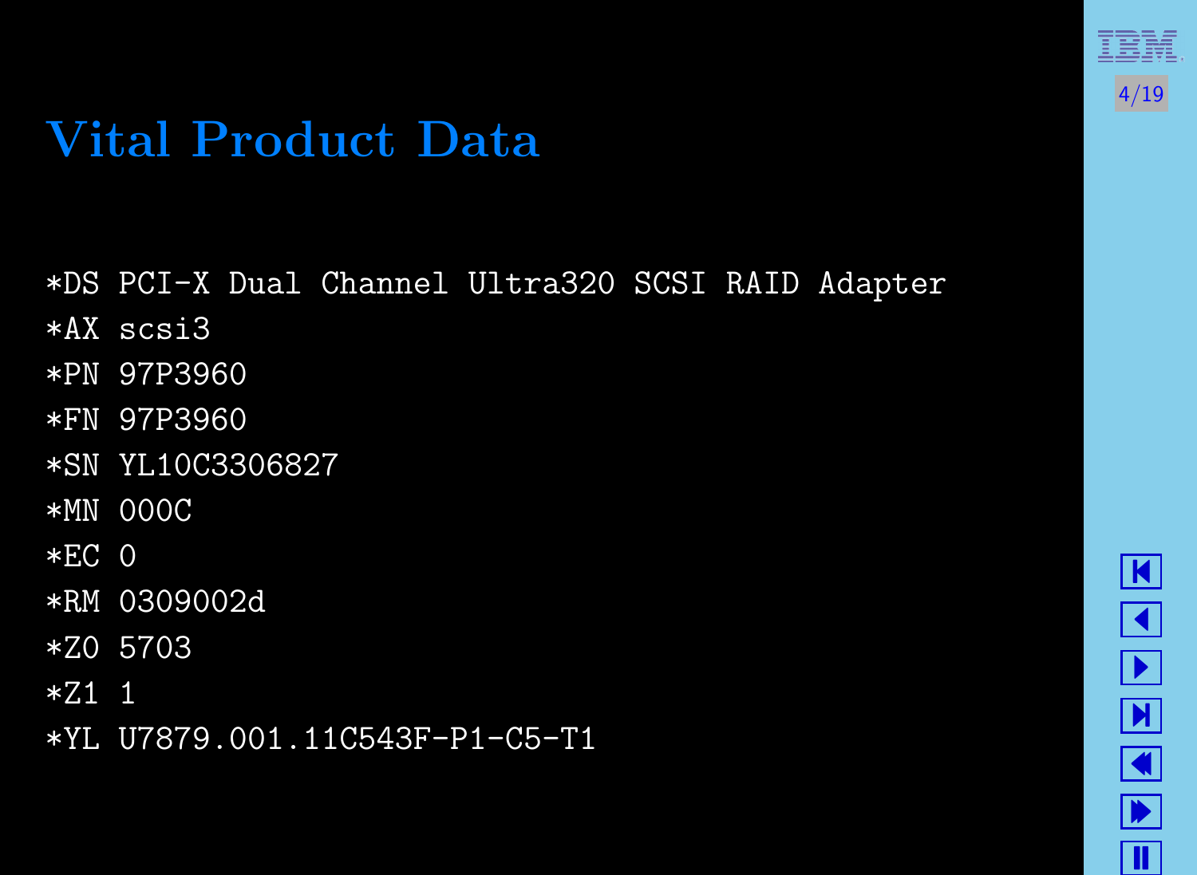# Vital Product Data

```
*DS PCI-X Dual Channel Ultra320 SCSI RAID Adapter
*AX scsi3
*PN 97P3960
*FN 97P3960
*SN YL10C3306827
*MN 000C
*EC 0
*RM 0309002d
*Z0 5703
*Z1 1
*YL U7879.001.11C543F-P1-C5-T1
```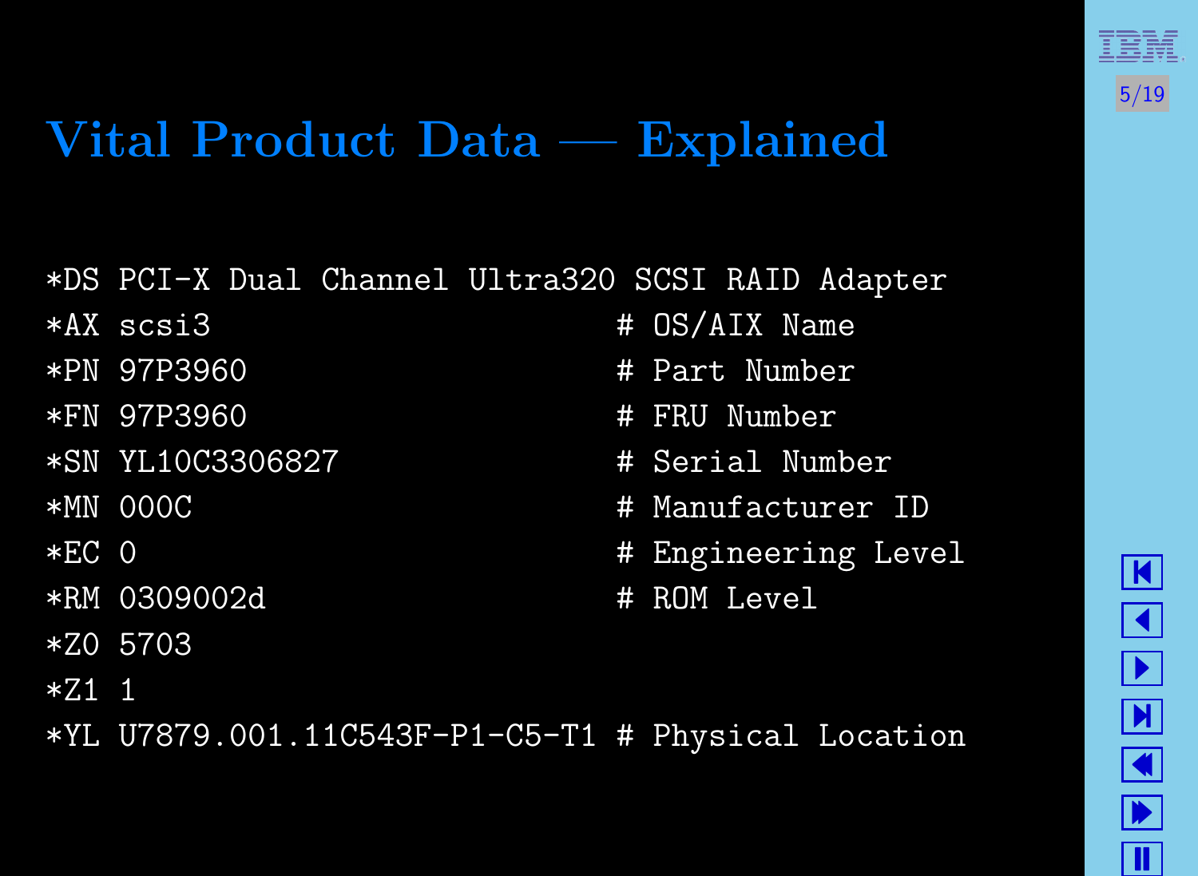# Vital Product Data — Explained

```
*DS PCI-X Dual Channel Ultra320 SCSI RAID Adapter
*AX scsi3                        # OS/AIX Name
*PN 97P3960                      # Part Number
*FN 97P3960                      # FRU Number
*SN YL10C3306827                 # Serial Number
*MN 000C                         # Manufacturer ID
*EC 0                            # Engineering Level
*RM 0309002d                     # ROM Level
*Z0 5703
*Z1 1
*YL U7879.001.11C543F-P1-C5-T1 # Physical Location
```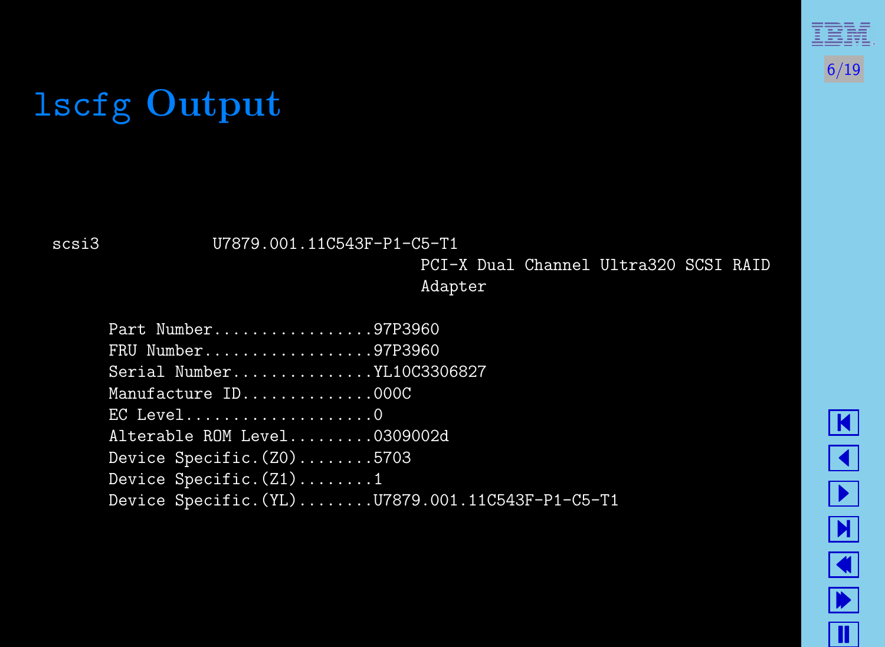# lscfg Output

```
scsi3            U7879.001.11C543F-P1-C5-T1
                                    PCI-X Dual Channel Ultra320 SCSI RAID
                                    Adapter

      Part Number.................97P3960
      FRU Number..................97P3960
      Serial Number...............YL10C3306827
      Manufacture ID..............000C
      EC Level....................0
      Alterable ROM Level.........0309002d
      Device Specific.(Z0)........5703
      Device Specific.(Z1)........1
      Device Specific.(YL)........U7879.001.11C543F-P1-C5-T1
```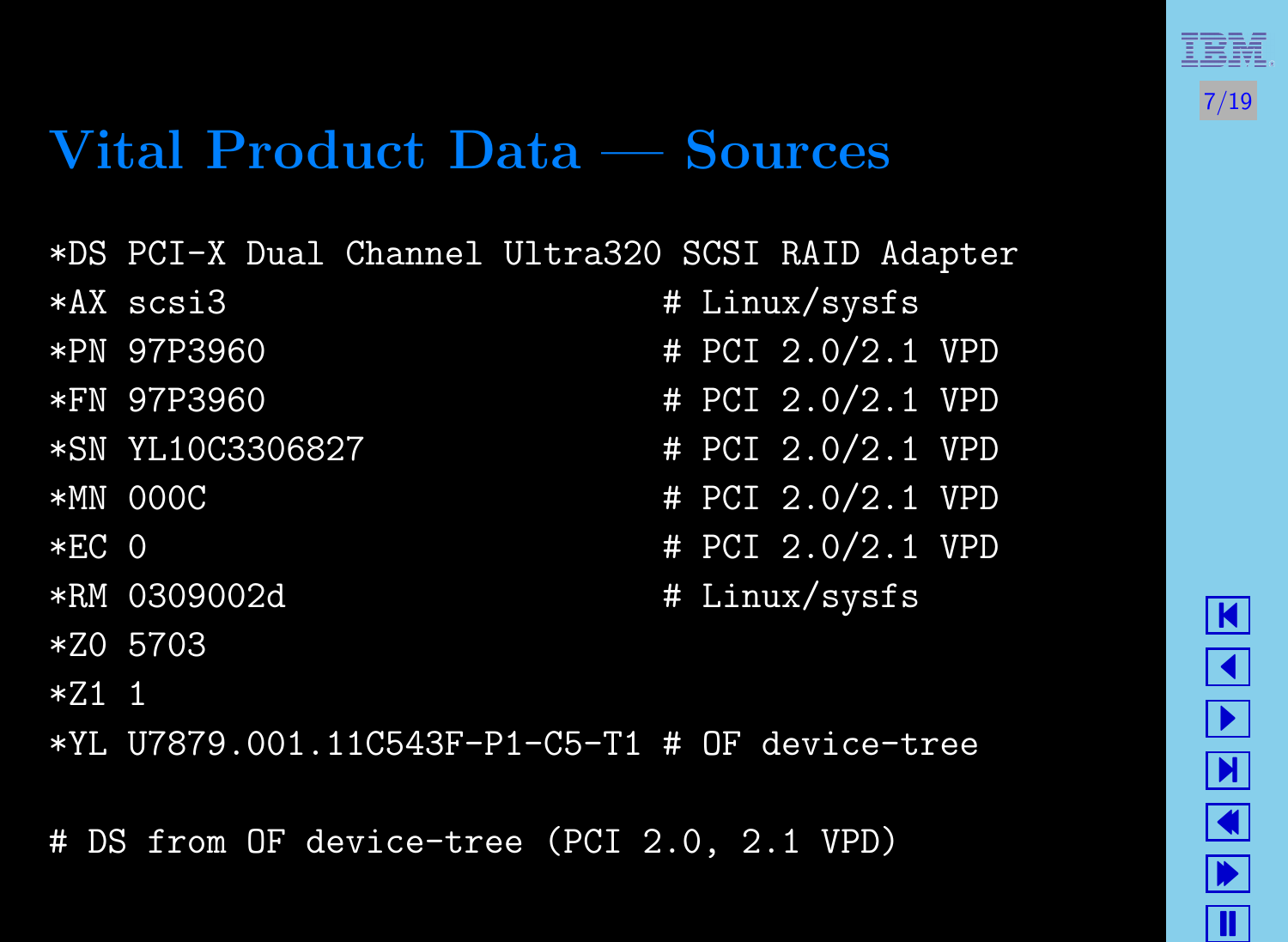# Vital Product Data — Sources

```
*DS PCI-X Dual Channel Ultra320 SCSI RAID Adapter
*AX scsi3                         # Linux/sysfs
*PN 97P3960                       # PCI 2.0/2.1 VPD
*FN 97P3960                       # PCI 2.0/2.1 VPD
*SN YL10C3306827                  # PCI 2.0/2.1 VPD
*MN 000C                          # PCI 2.0/2.1 VPD
*EC 0                             # PCI 2.0/2.1 VPD
*RM 0309002d                      # Linux/sysfs
*Z0 5703
*Z1 1
*YL U7879.001.11C543F-P1-C5-T1 # OF device-tree

# DS from OF device-tree (PCI 2.0, 2.1 VPD)
```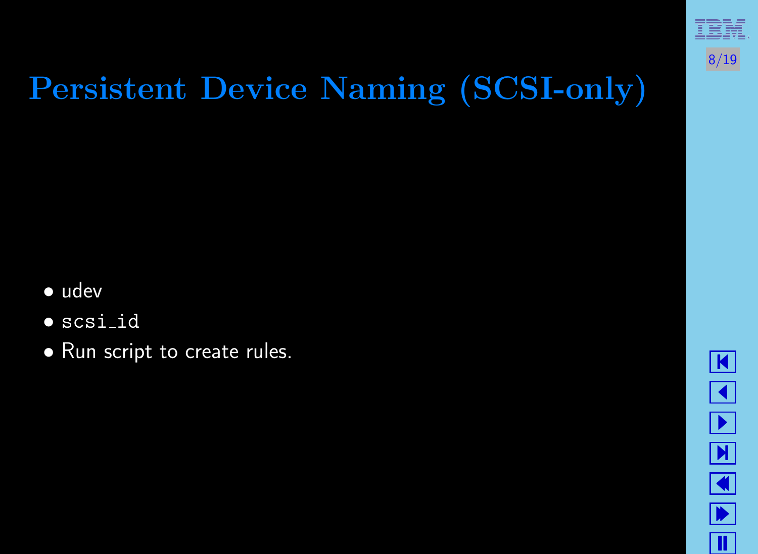# Persistent Device Naming (SCSI-only)

- udev
- `scsi_id`
- Run script to create rules.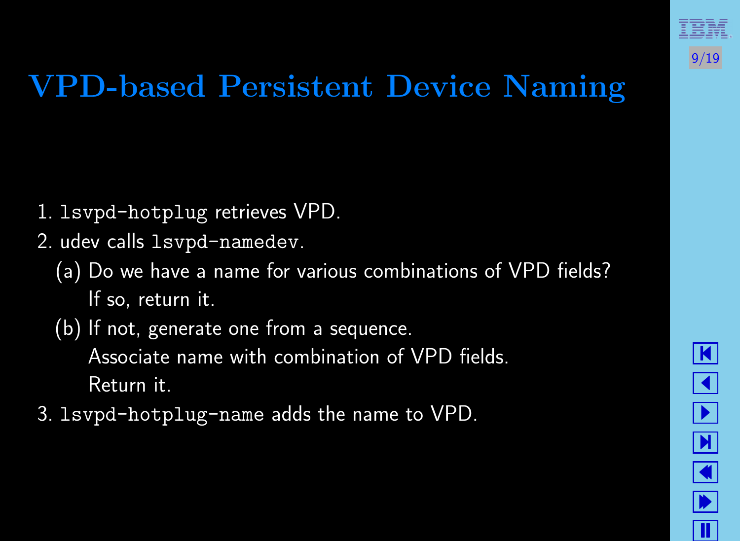# VPD-based Persistent Device Naming

1. `lsvpd-hotplug` retrieves VPD.
2. udev calls `lsvpd-namedev`.
   (a) Do we have a name for various combinations of VPD fields?
       If so, return it.
   (b) If not, generate one from a sequence.
       Associate name with combination of VPD fields.
       Return it.
3. `lsvpd-hotplug-name` adds the name to VPD.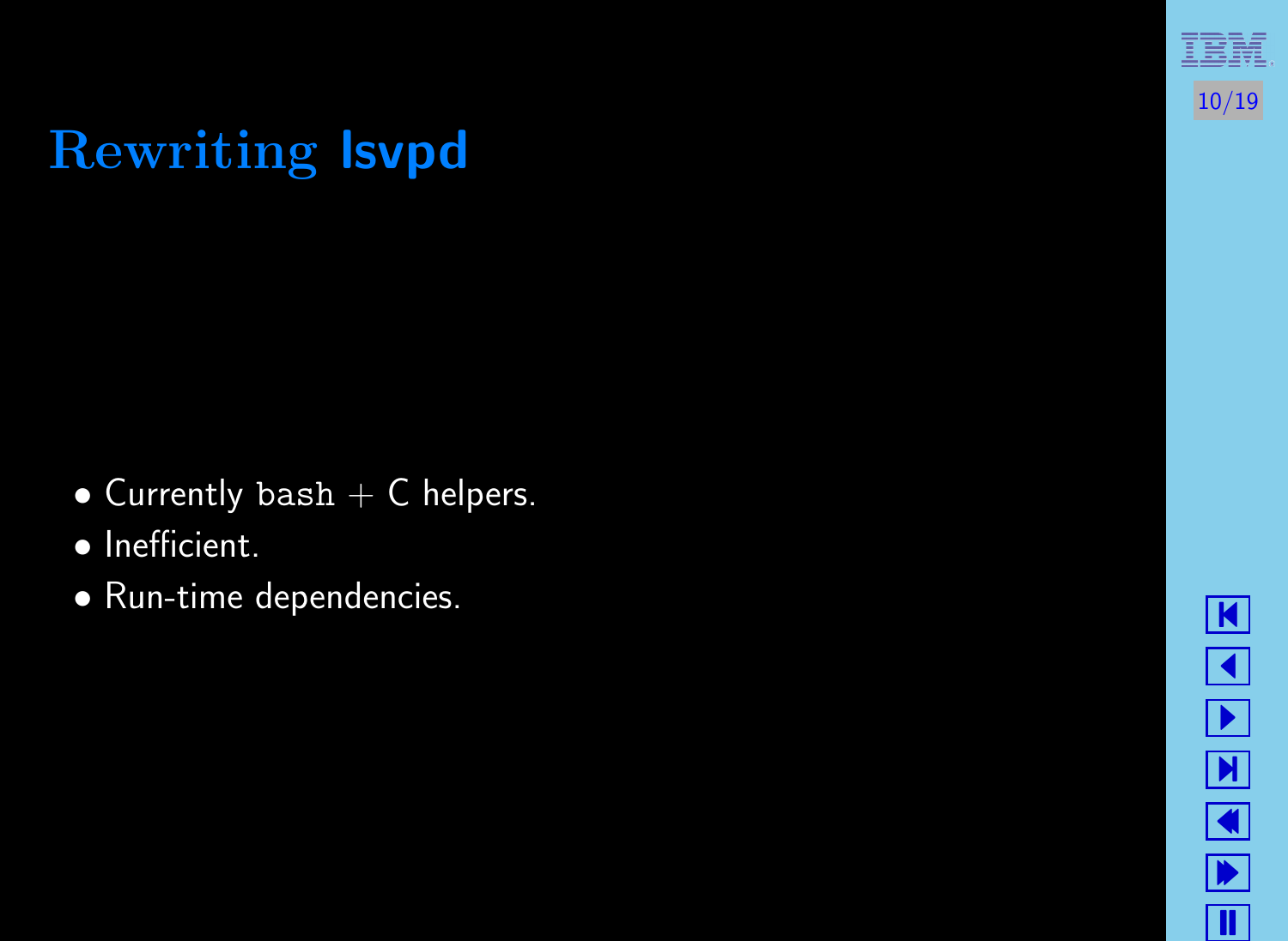# Rewriting lsvpd

- Currently `bash` + C helpers.
- Inefficient.
- Run-time dependencies.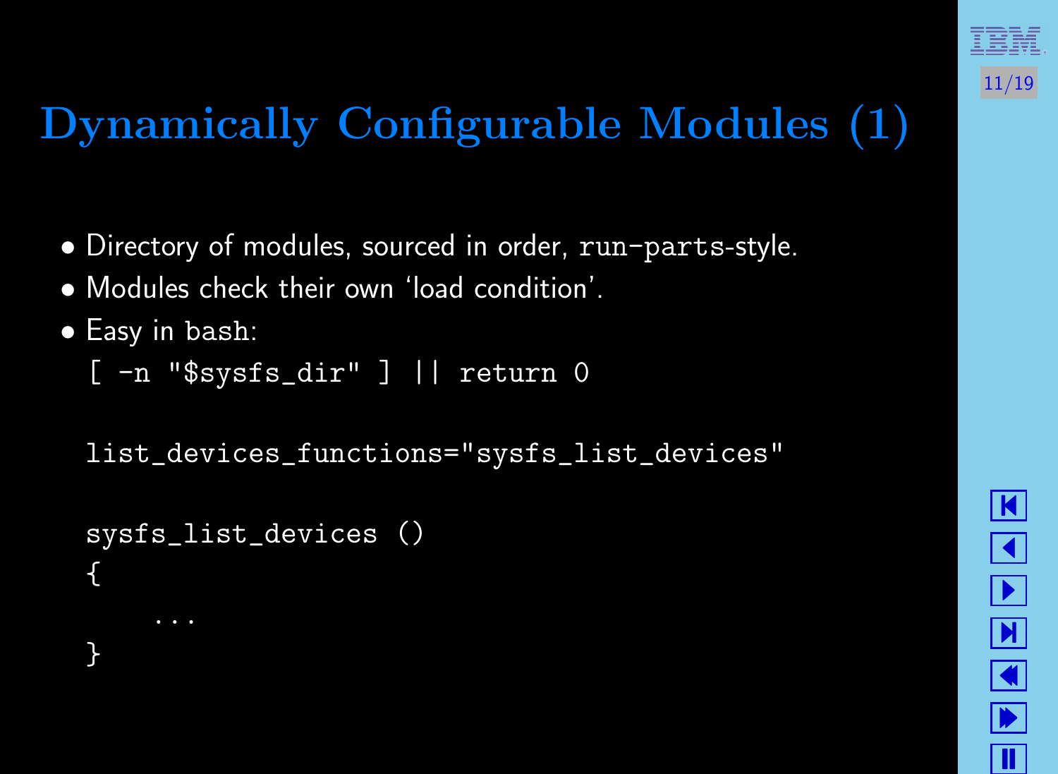# Dynamically Configurable Modules (1)

- Directory of modules, sourced in order, `run-parts`-style.
- Modules check their own 'load condition'.
- Easy in `bash`:

```
[ -n "$sysfs_dir" ] || return 0

list_devices_functions="sysfs_list_devices"

sysfs_list_devices ()
{
    ...
}
```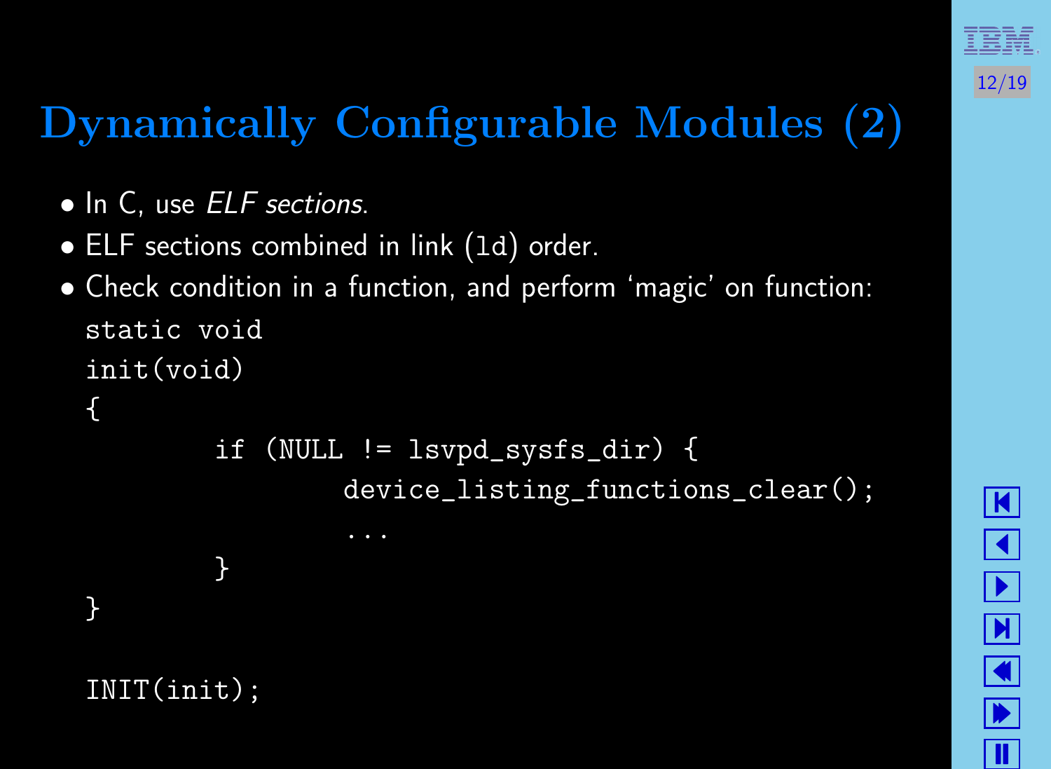# Dynamically Configurable Modules (2)

- In C, use *ELF sections*.
- ELF sections combined in link (`ld`) order.
- Check condition in a function, and perform 'magic' on function:

```
static void
init(void)
{
        if (NULL != lsvpd_sysfs_dir) {
                device_listing_functions_clear();
                ...
        }
}

INIT(init);
```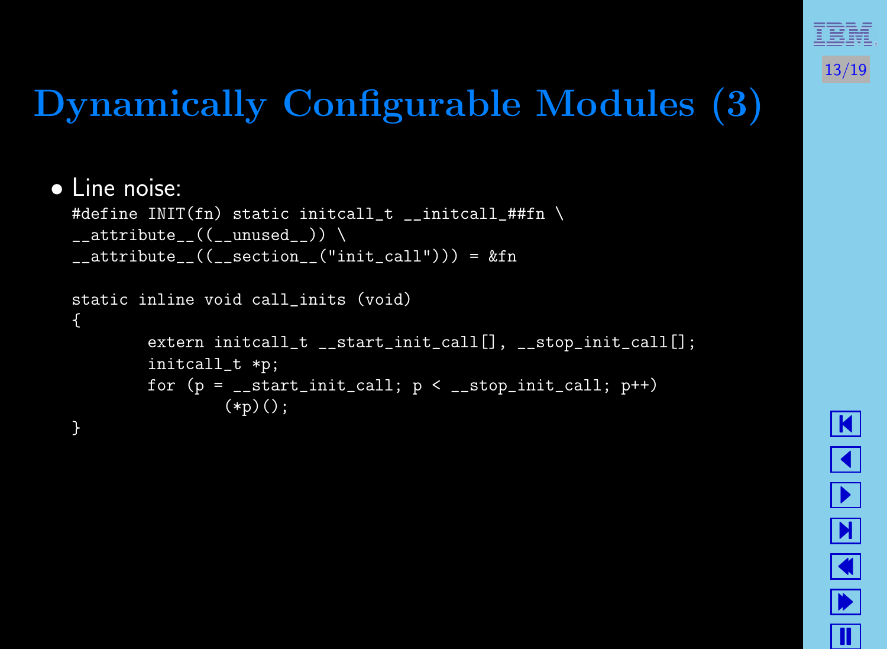# Dynamically Configurable Modules (3)

- Line noise:

```
#define INIT(fn) static initcall_t __initcall_##fn \
__attribute__((__unused__)) \
__attribute__((__section__("init_call"))) = &fn

static inline void call_inits (void)
{
        extern initcall_t __start_init_call[], __stop_init_call[];
        initcall_t *p;
        for (p = __start_init_call; p < __stop_init_call; p++)
                (*p)();
}
```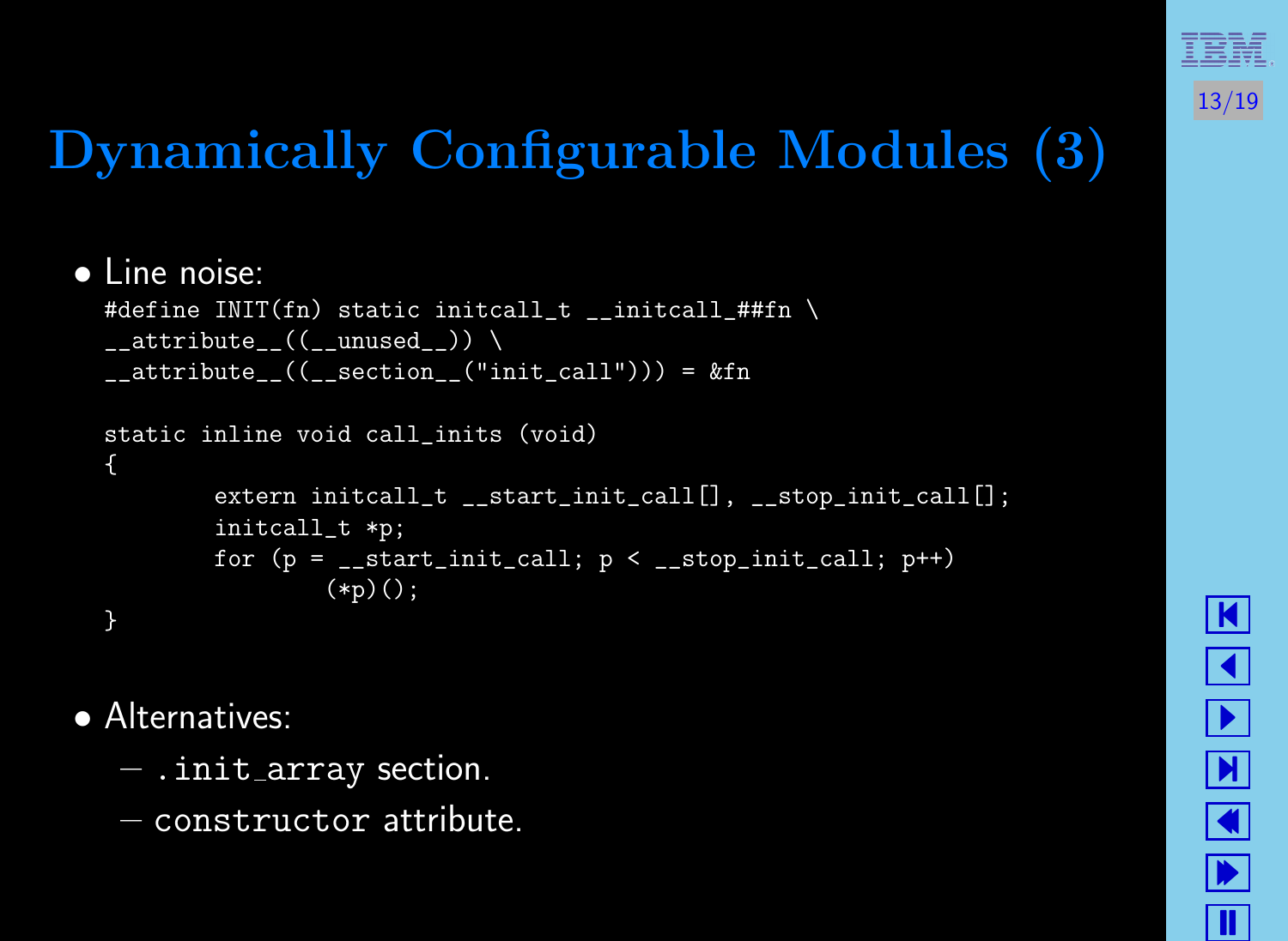# Dynamically Configurable Modules (3)

- Line noise:

```
#define INIT(fn) static initcall_t __initcall_##fn \
__attribute__((__unused__)) \
__attribute__((__section__("init_call"))) = &fn

static inline void call_inits (void)
{
        extern initcall_t __start_init_call[], __stop_init_call[];
        initcall_t *p;
        for (p = __start_init_call; p < __stop_init_call; p++)
                (*p)();
}
```

- Alternatives:
  - `.init_array` section.
  - `constructor` attribute.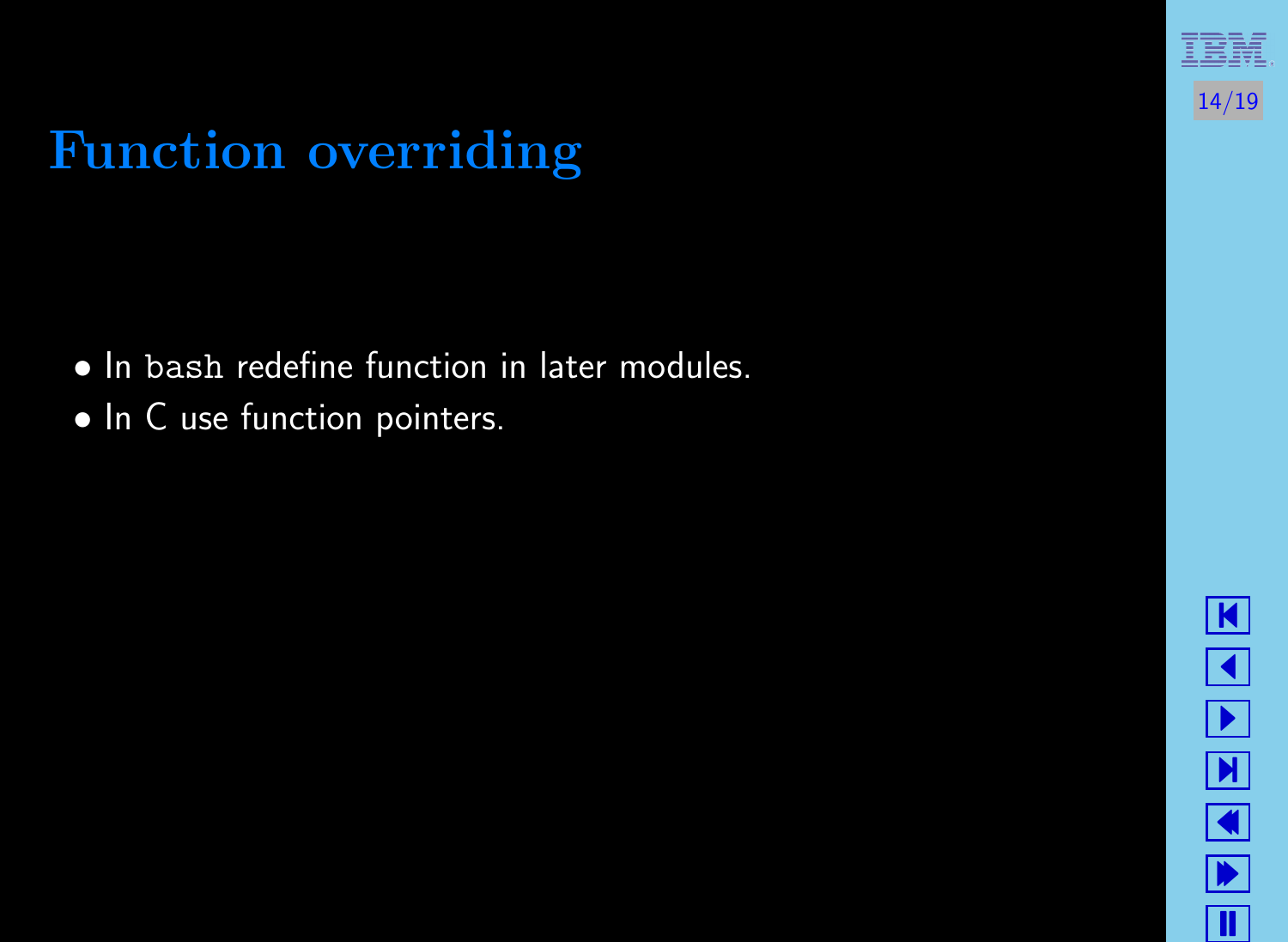# Function overriding

- In `bash` redefine function in later modules.
- In C use function pointers.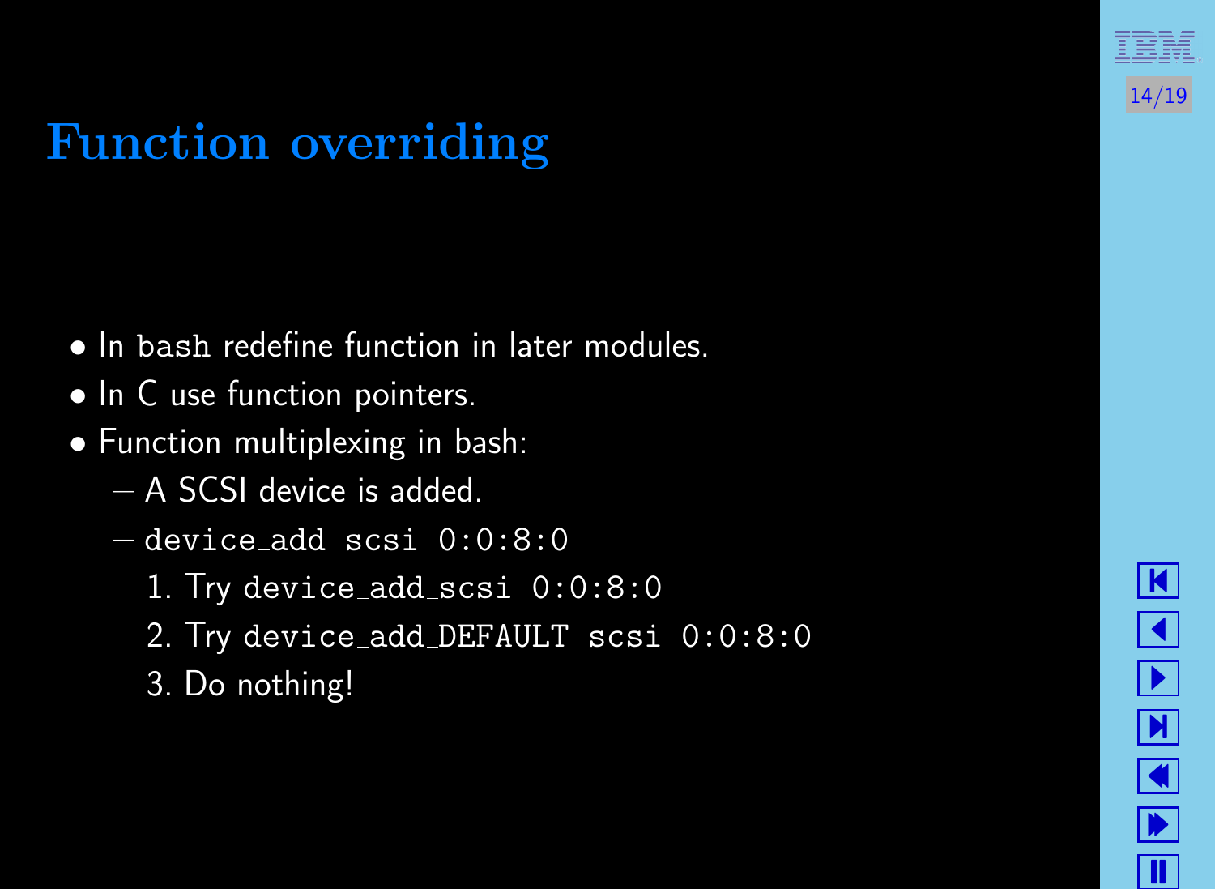# Function overriding

- In `bash` redefine function in later modules.
- In C use function pointers.
- Function multiplexing in bash:
  - A SCSI device is added.
  - `device_add scsi 0:0:8:0`
    1. Try `device_add_scsi 0:0:8:0`
    2. Try `device_add_DEFAULT scsi 0:0:8:0`
    3. Do nothing!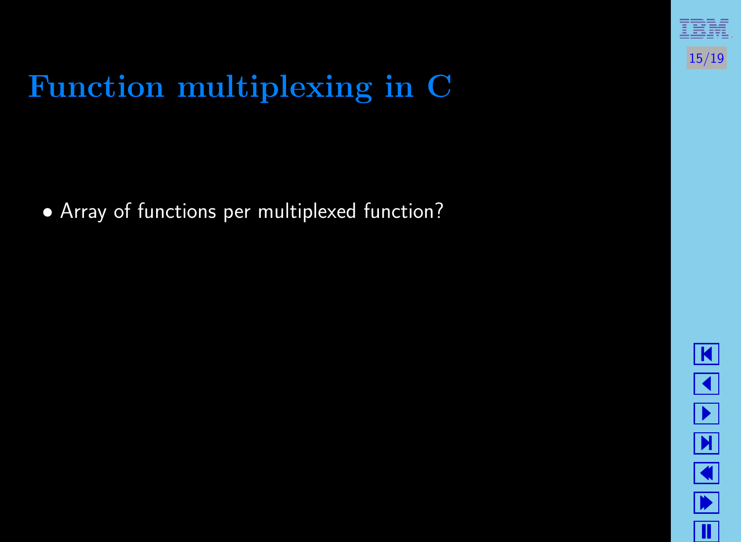# Function multiplexing in C

- Array of functions per multiplexed function?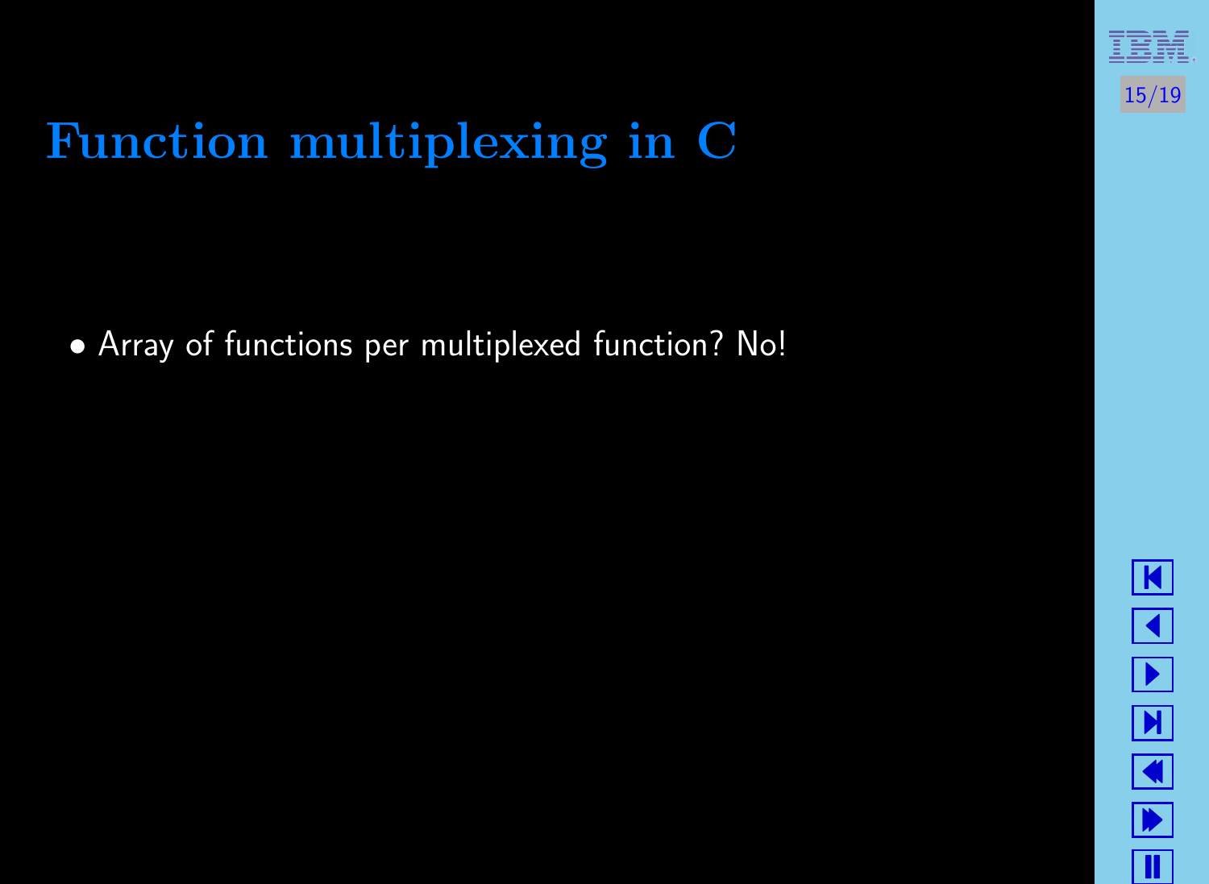# Function multiplexing in C

- Array of functions per multiplexed function? No!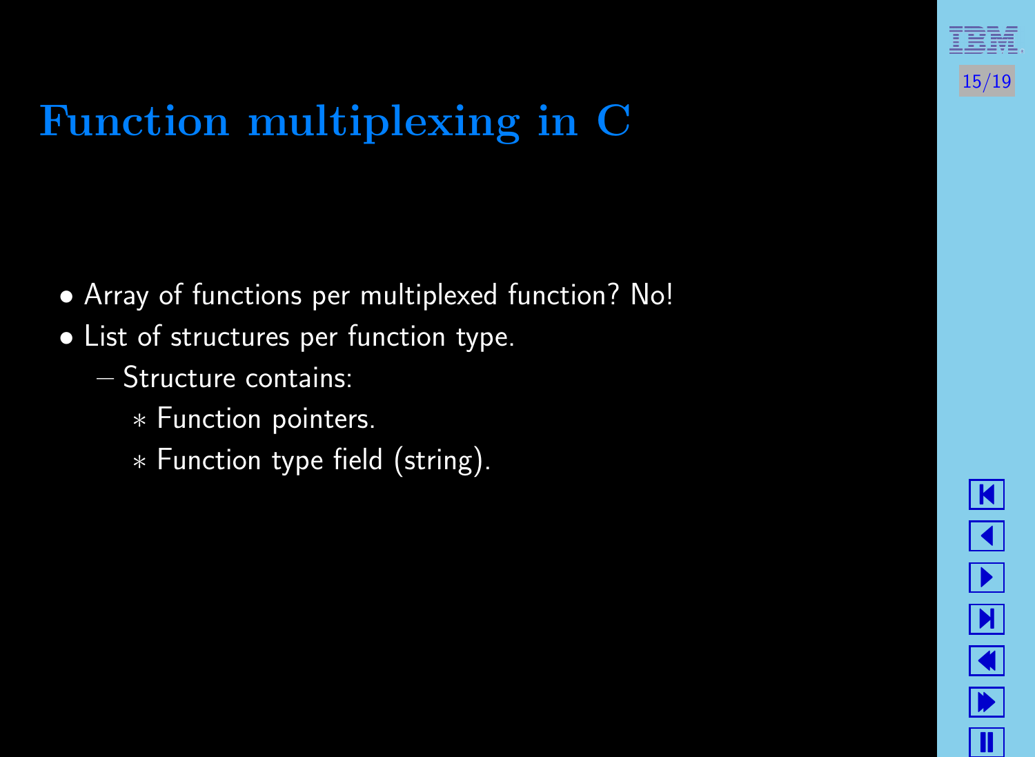# Function multiplexing in C

- Array of functions per multiplexed function? No!
- List of structures per function type.
  - Structure contains:
    - Function pointers.
    - Function type field (string).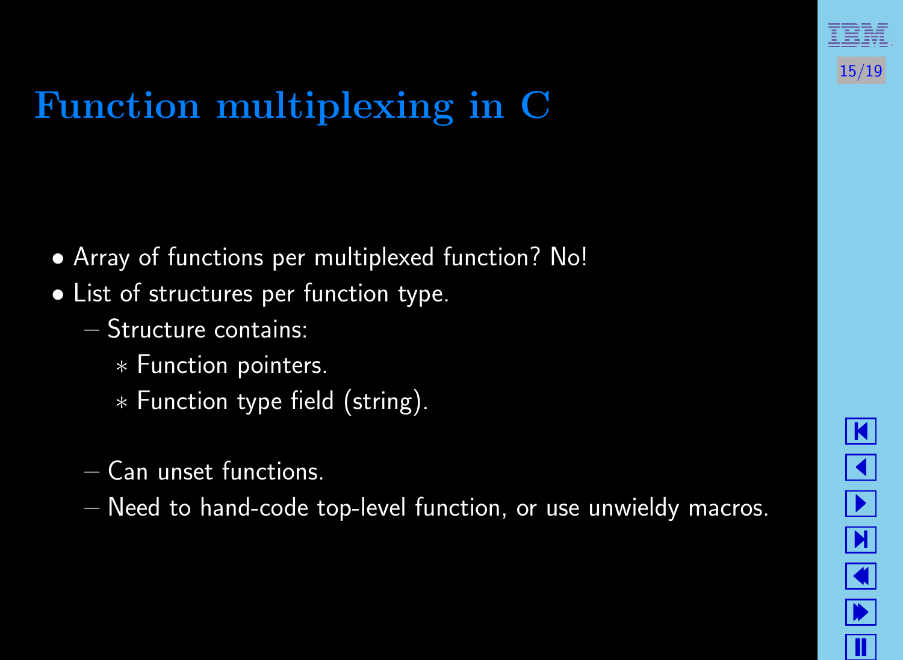# Function multiplexing in C

- Array of functions per multiplexed function? No!
- List of structures per function type.
  - Structure contains:
    - Function pointers.
    - Function type field (string).
  - Can unset functions.
  - Need to hand-code top-level function, or use unwieldy macros.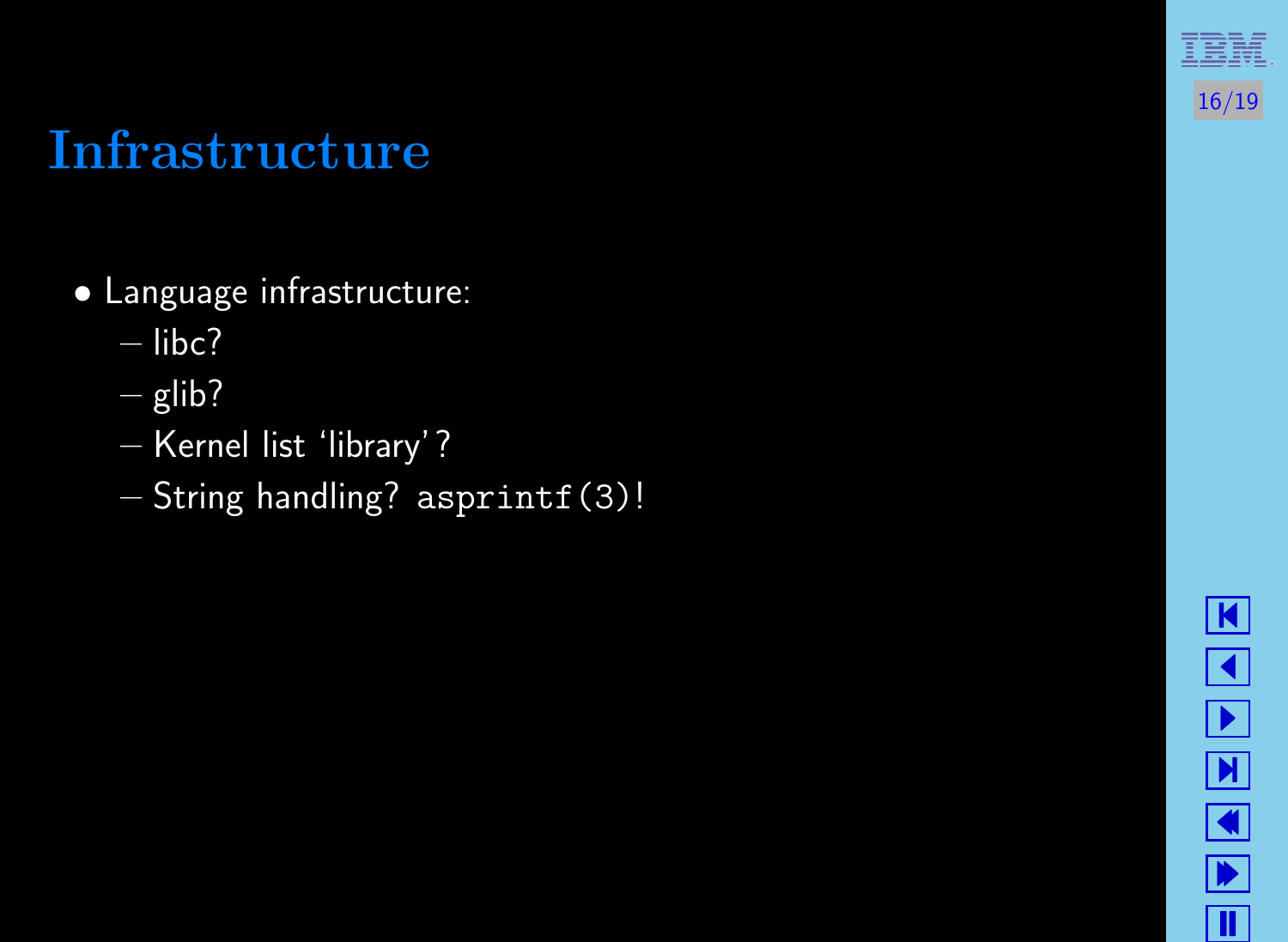# Infrastructure

- Language infrastructure:
  - libc?
  - glib?
  - Kernel list 'library'?
  - String handling? `asprintf(3)`!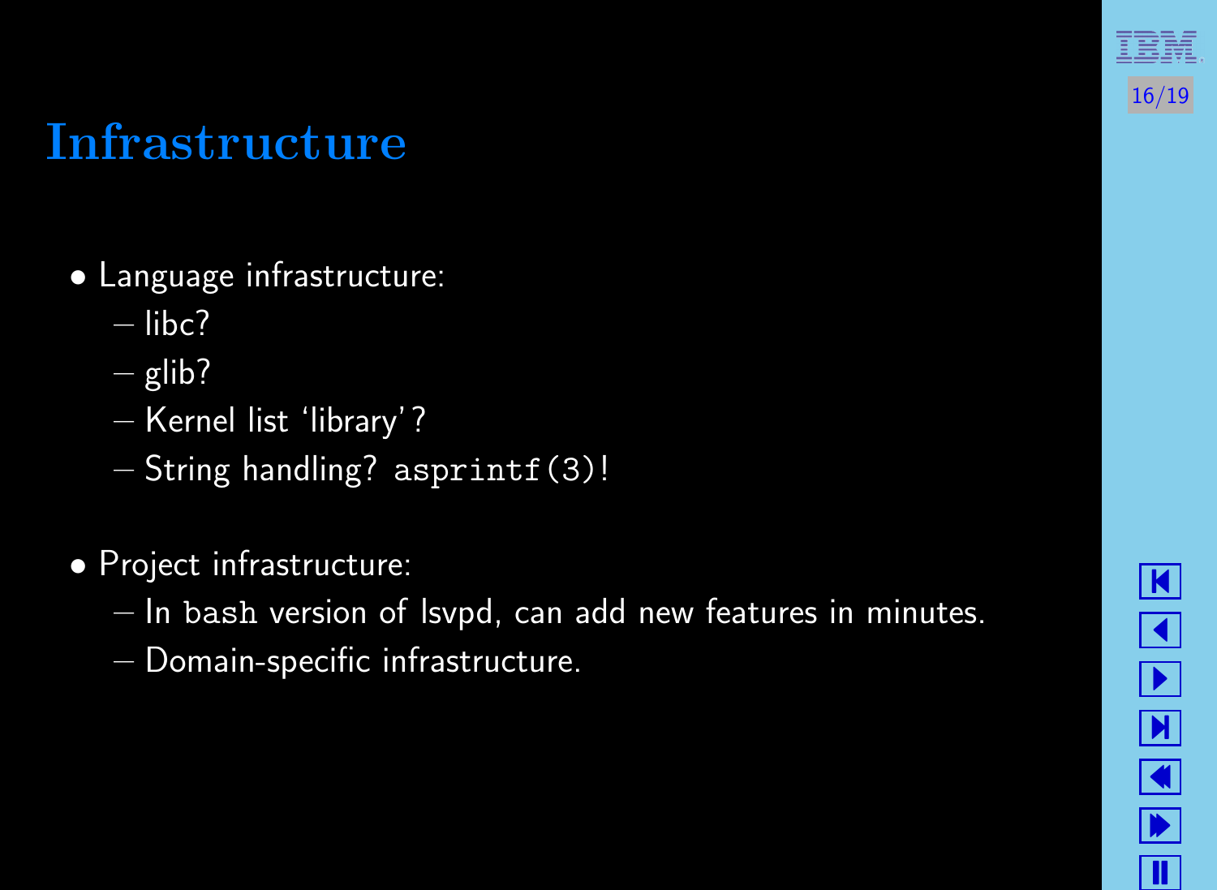# Infrastructure

- Language infrastructure:
  - libc?
  - glib?
  - Kernel list 'library'?
  - String handling? `asprintf(3)`!
- Project infrastructure:
  - In `bash` version of lsvpd, can add new features in minutes.
  - Domain-specific infrastructure.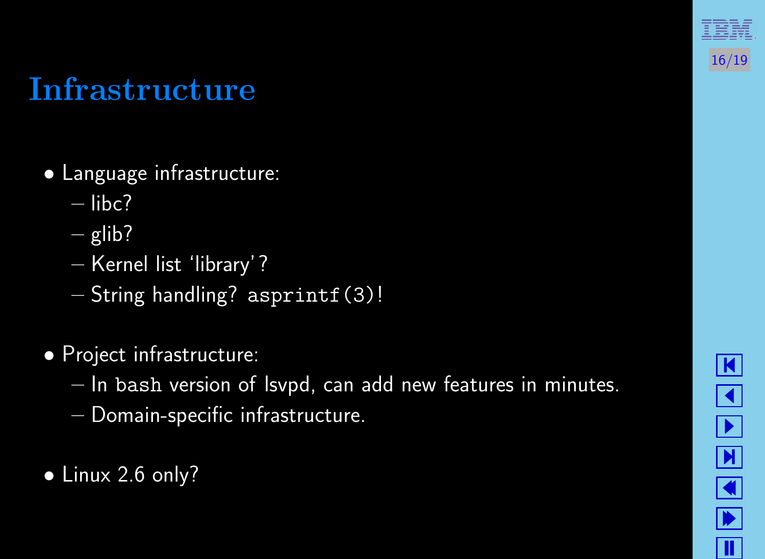# Infrastructure

- Language infrastructure:
  - libc?
  - glib?
  - Kernel list 'library'?
  - String handling? `asprintf(3)`!

- Project infrastructure:
  - In `bash` version of lsvpd, can add new features in minutes.
  - Domain-specific infrastructure.

- Linux 2.6 only?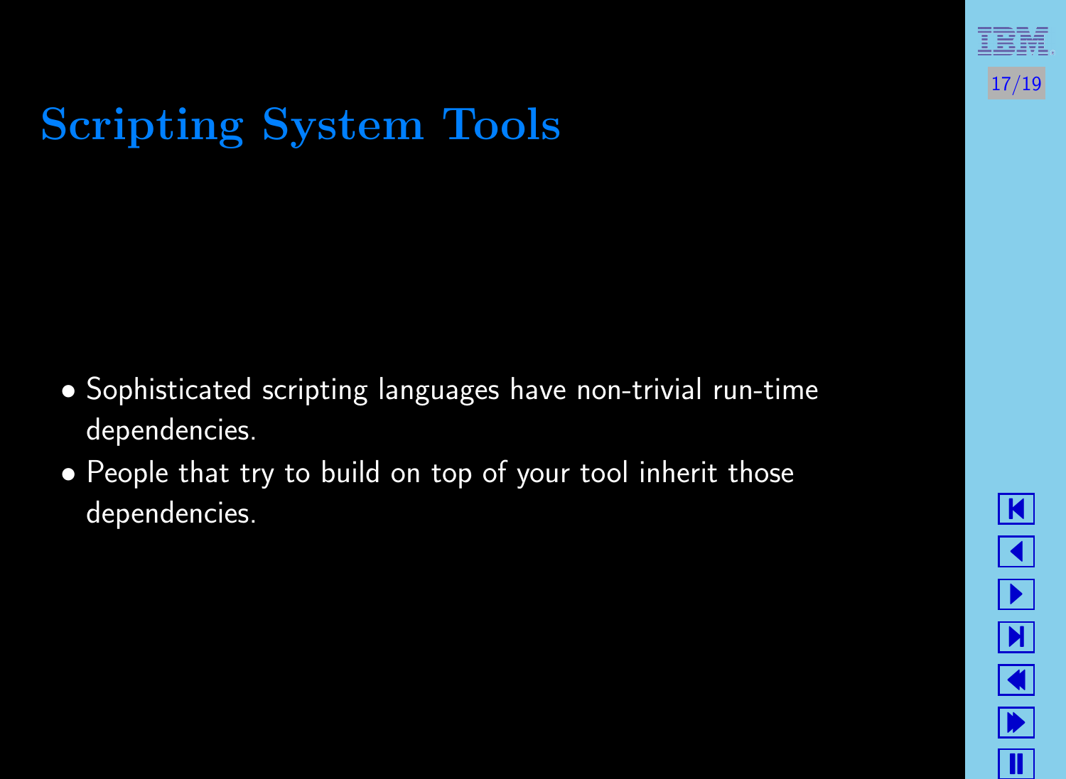# Scripting System Tools

- Sophisticated scripting languages have non-trivial run-time dependencies.
- People that try to build on top of your tool inherit those dependencies.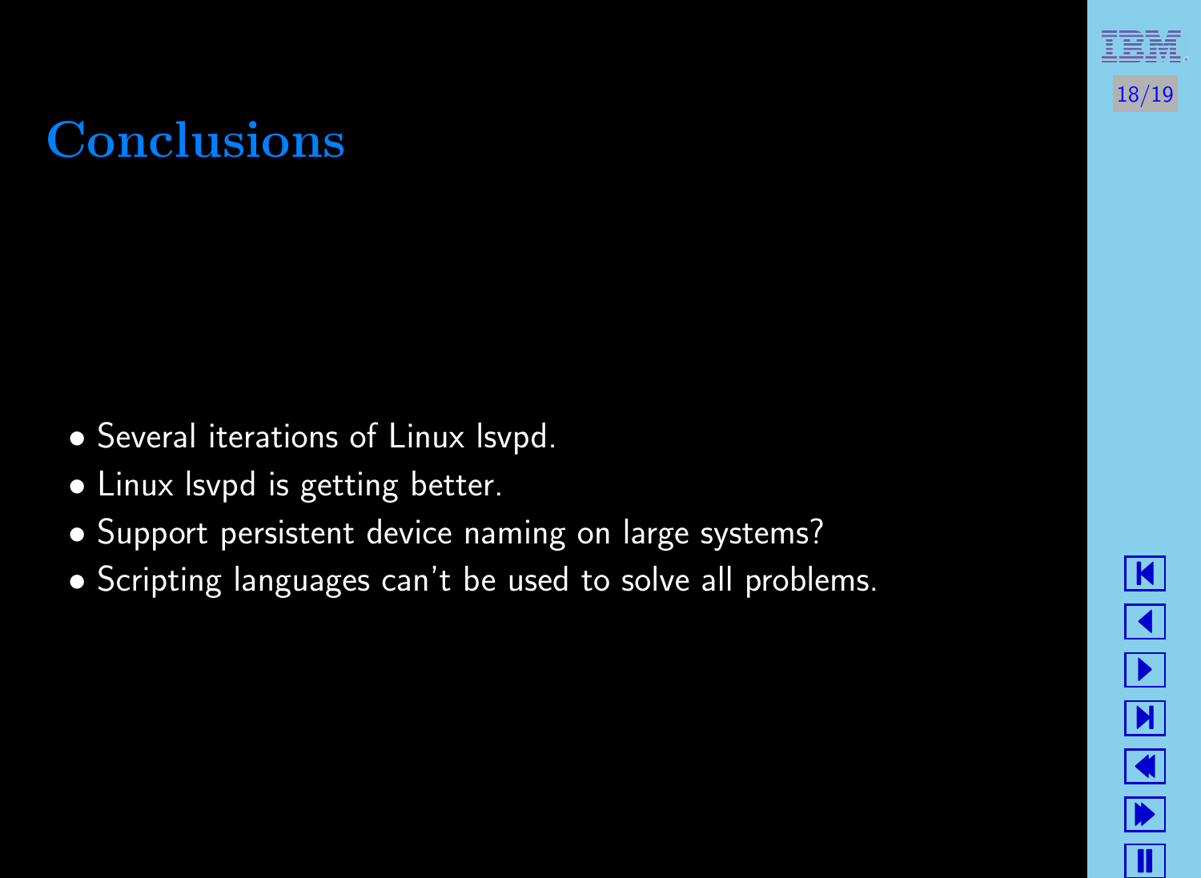# Conclusions

- Several iterations of Linux lsvpd.
- Linux lsvpd is getting better.
- Support persistent device naming on large systems?
- Scripting languages can't be used to solve all problems.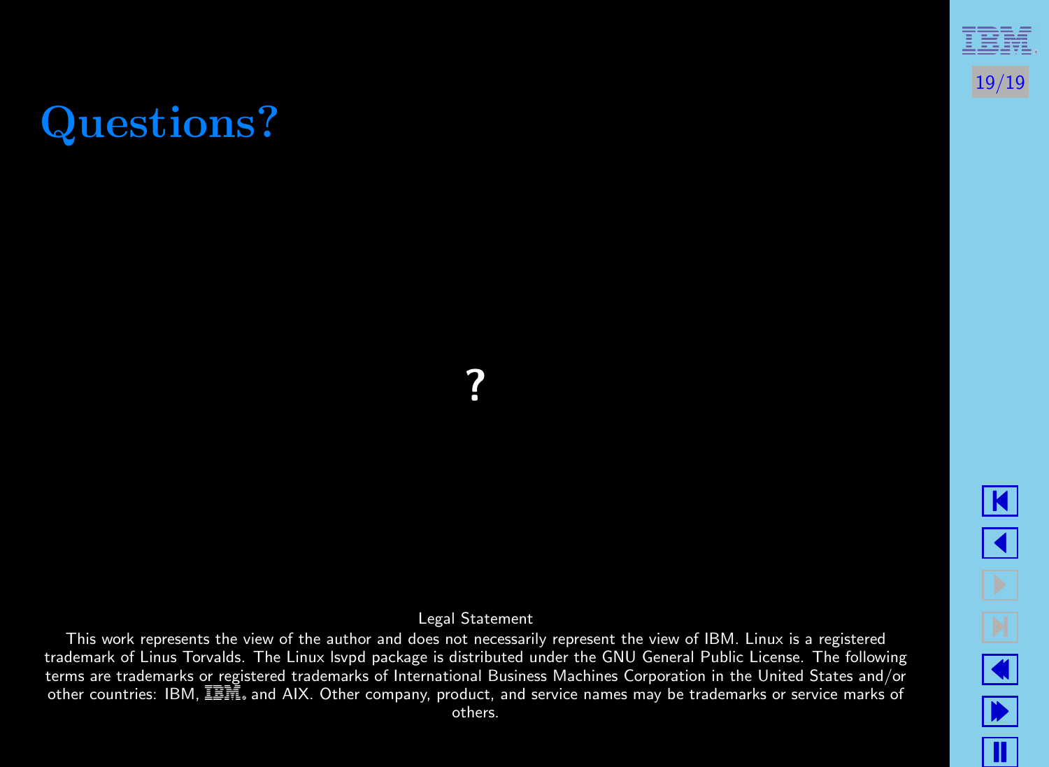# Questions?

?

Legal Statement

This work represents the view of the author and does not necessarily represent the view of IBM. Linux is a registered trademark of Linus Torvalds. The Linux lsvpd package is distributed under the GNU General Public License. The following terms are trademarks or registered trademarks of International Business Machines Corporation in the United States and/or other countries: IBM, IBM, and AIX. Other company, product, and service names may be trademarks or service marks of others.